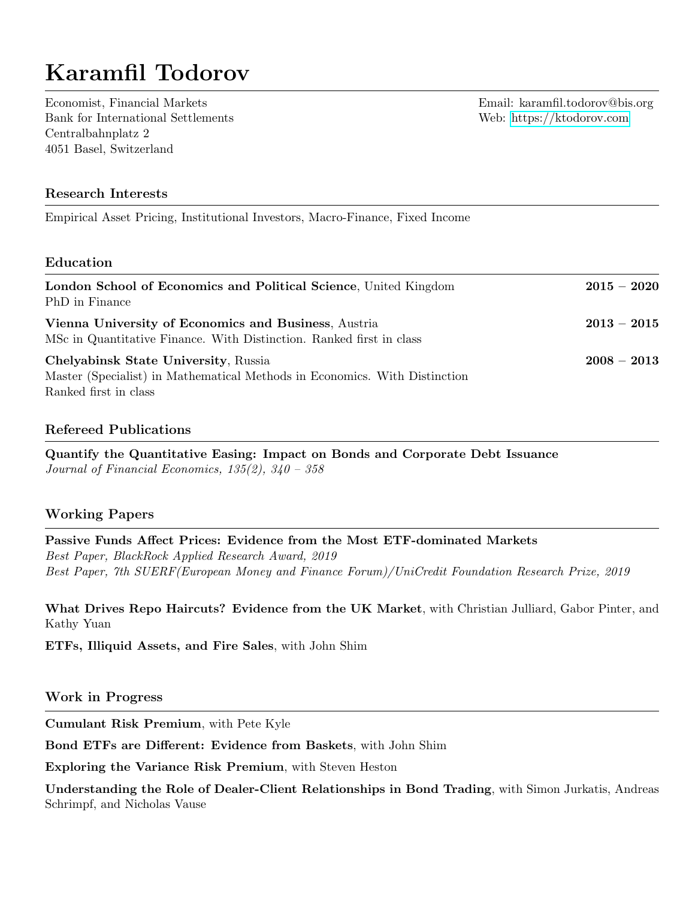# Karamfil Todorov

Economist, Financial Markets
Bank for International Settlements
Centralbahnplatz 2
4051 Basel, Switzerland

Email: karamfil.todorov@bis.org
Web: https://ktodorov.com

## Research Interests

Empirical Asset Pricing, Institutional Investors, Macro-Finance, Fixed Income

## Education

**London School of Economics and Political Science**, United Kingdom — **2015 – 2020**
PhD in Finance

**Vienna University of Economics and Business**, Austria — **2013 – 2015**
MSc in Quantitative Finance. With Distinction. Ranked first in class

**Chelyabinsk State University**, Russia — **2008 – 2013**
Master (Specialist) in Mathematical Methods in Economics. With Distinction
Ranked first in class

## Refereed Publications

**Quantify the Quantitative Easing: Impact on Bonds and Corporate Debt Issuance**
*Journal of Financial Economics, 135(2), 340 – 358*

## Working Papers

**Passive Funds Affect Prices: Evidence from the Most ETF-dominated Markets**
*Best Paper, BlackRock Applied Research Award, 2019*
*Best Paper, 7th SUERF(European Money and Finance Forum)/UniCredit Foundation Research Prize, 2019*

**What Drives Repo Haircuts? Evidence from the UK Market**, with Christian Julliard, Gabor Pinter, and Kathy Yuan

**ETFs, Illiquid Assets, and Fire Sales**, with John Shim

## Work in Progress

**Cumulant Risk Premium**, with Pete Kyle

**Bond ETFs are Different: Evidence from Baskets**, with John Shim

**Exploring the Variance Risk Premium**, with Steven Heston

**Understanding the Role of Dealer-Client Relationships in Bond Trading**, with Simon Jurkatis, Andreas Schrimpf, and Nicholas Vause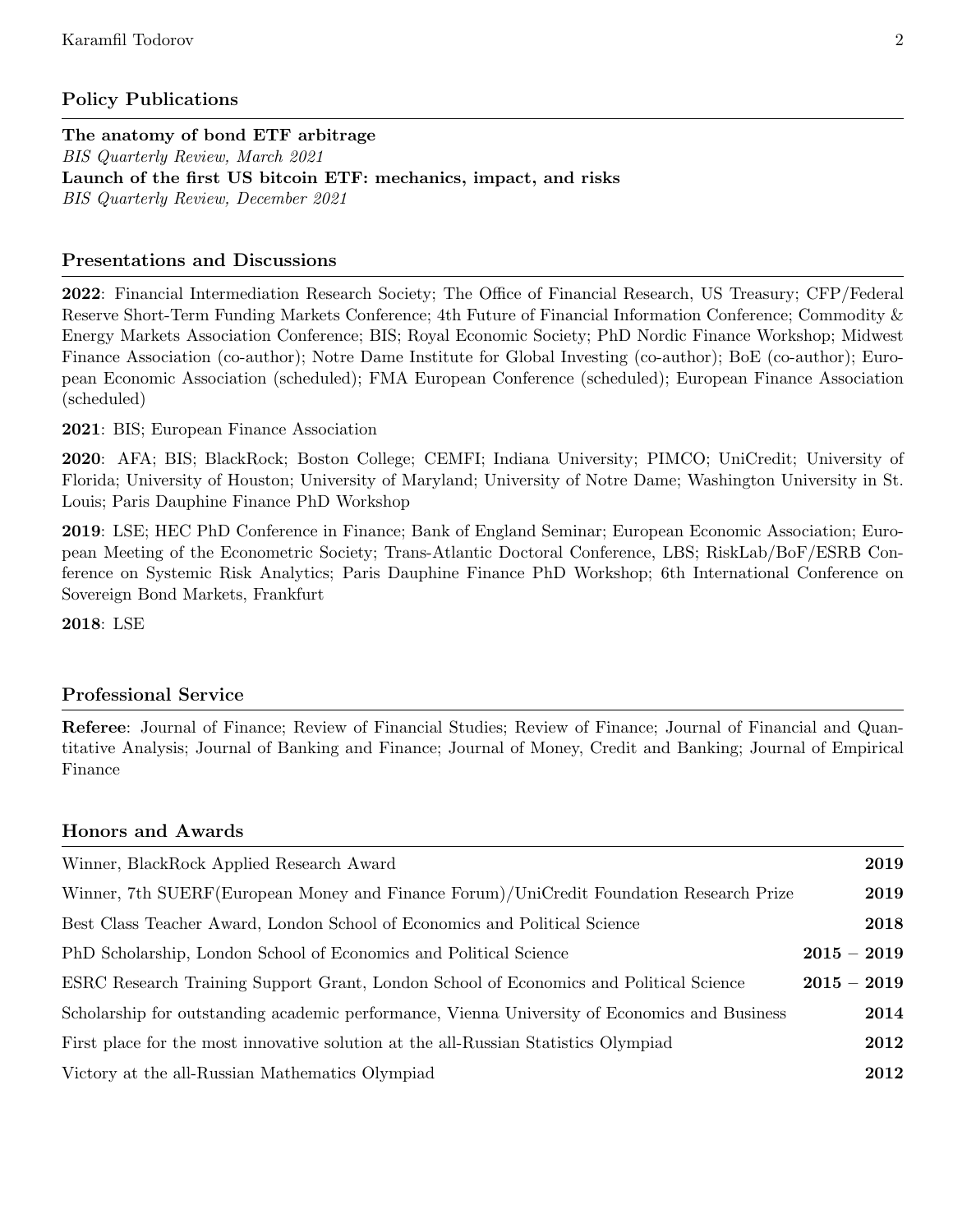## Policy Publications

**The anatomy of bond ETF arbitrage**
*BIS Quarterly Review, March 2021*
**Launch of the first US bitcoin ETF: mechanics, impact, and risks**
*BIS Quarterly Review, December 2021*

## Presentations and Discussions

**2022**: Financial Intermediation Research Society; The Office of Financial Research, US Treasury; CFP/Federal Reserve Short-Term Funding Markets Conference; 4th Future of Financial Information Conference; Commodity & Energy Markets Association Conference; BIS; Royal Economic Society; PhD Nordic Finance Workshop; Midwest Finance Association (co-author); Notre Dame Institute for Global Investing (co-author); BoE (co-author); European Economic Association (scheduled); FMA European Conference (scheduled); European Finance Association (scheduled)

**2021**: BIS; European Finance Association

**2020**: AFA; BIS; BlackRock; Boston College; CEMFI; Indiana University; PIMCO; UniCredit; University of Florida; University of Houston; University of Maryland; University of Notre Dame; Washington University in St. Louis; Paris Dauphine Finance PhD Workshop

**2019**: LSE; HEC PhD Conference in Finance; Bank of England Seminar; European Economic Association; European Meeting of the Econometric Society; Trans-Atlantic Doctoral Conference, LBS; RiskLab/BoF/ESRB Conference on Systemic Risk Analytics; Paris Dauphine Finance PhD Workshop; 6th International Conference on Sovereign Bond Markets, Frankfurt

**2018**: LSE

## Professional Service

**Referee**: Journal of Finance; Review of Financial Studies; Review of Finance; Journal of Financial and Quantitative Analysis; Journal of Banking and Finance; Journal of Money, Credit and Banking; Journal of Empirical Finance

## Honors and Awards

| | |
|---|---|
| Winner, BlackRock Applied Research Award | **2019** |
| Winner, 7th SUERF(European Money and Finance Forum)/UniCredit Foundation Research Prize | **2019** |
| Best Class Teacher Award, London School of Economics and Political Science | **2018** |
| PhD Scholarship, London School of Economics and Political Science | **2015 – 2019** |
| ESRC Research Training Support Grant, London School of Economics and Political Science | **2015 – 2019** |
| Scholarship for outstanding academic performance, Vienna University of Economics and Business | **2014** |
| First place for the most innovative solution at the all-Russian Statistics Olympiad | **2012** |
| Victory at the all-Russian Mathematics Olympiad | **2012** |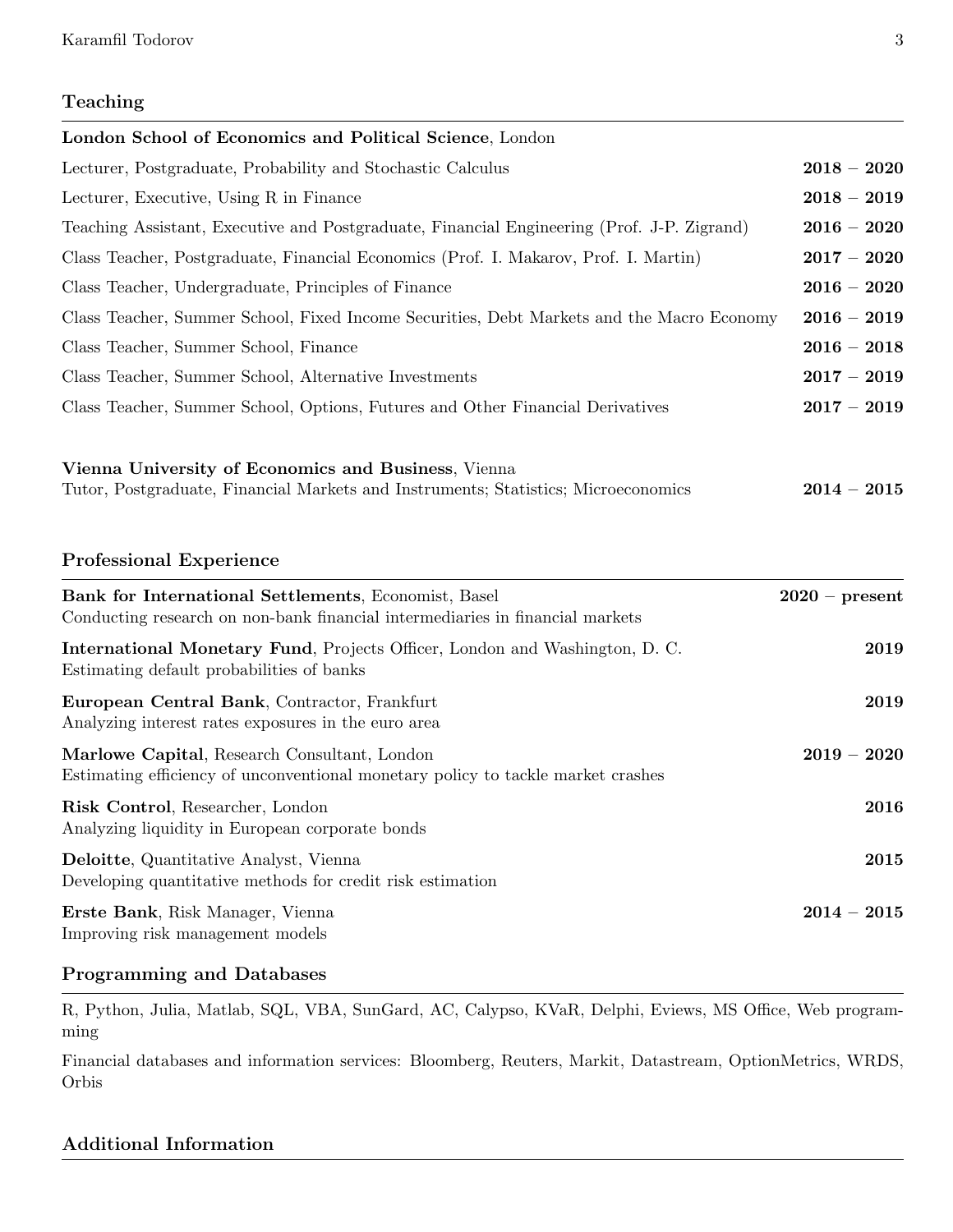## Teaching

**London School of Economics and Political Science**, London

| | |
|---|---|
| Lecturer, Postgraduate, Probability and Stochastic Calculus | **2018 – 2020** |
| Lecturer, Executive, Using R in Finance | **2018 – 2019** |
| Teaching Assistant, Executive and Postgraduate, Financial Engineering (Prof. J-P. Zigrand) | **2016 – 2020** |
| Class Teacher, Postgraduate, Financial Economics (Prof. I. Makarov, Prof. I. Martin) | **2017 – 2020** |
| Class Teacher, Undergraduate, Principles of Finance | **2016 – 2020** |
| Class Teacher, Summer School, Fixed Income Securities, Debt Markets and the Macro Economy | **2016 – 2019** |
| Class Teacher, Summer School, Finance | **2016 – 2018** |
| Class Teacher, Summer School, Alternative Investments | **2017 – 2019** |
| Class Teacher, Summer School, Options, Futures and Other Financial Derivatives | **2017 – 2019** |

**Vienna University of Economics and Business**, Vienna
Tutor, Postgraduate, Financial Markets and Instruments; Statistics; Microeconomics **2014 – 2015**

## Professional Experience

**Bank for International Settlements**, Economist, Basel **2020 – present**
Conducting research on non-bank financial intermediaries in financial markets

**International Monetary Fund**, Projects Officer, London and Washington, D. C. **2019**
Estimating default probabilities of banks

**European Central Bank**, Contractor, Frankfurt **2019**
Analyzing interest rates exposures in the euro area

**Marlowe Capital**, Research Consultant, London **2019 – 2020**
Estimating efficiency of unconventional monetary policy to tackle market crashes

**Risk Control**, Researcher, London **2016**
Analyzing liquidity in European corporate bonds

**Deloitte**, Quantitative Analyst, Vienna **2015**
Developing quantitative methods for credit risk estimation

**Erste Bank**, Risk Manager, Vienna **2014 – 2015**
Improving risk management models

## Programming and Databases

R, Python, Julia, Matlab, SQL, VBA, SunGard, AC, Calypso, KVaR, Delphi, Eviews, MS Office, Web programming

Financial databases and information services: Bloomberg, Reuters, Markit, Datastream, OptionMetrics, WRDS, Orbis

## Additional Information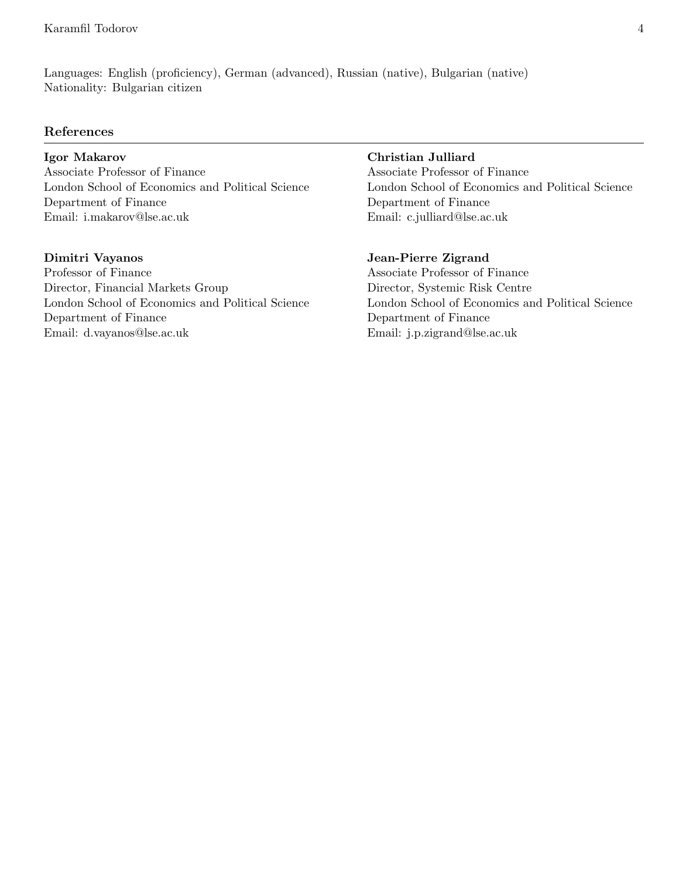Languages: English (proficiency), German (advanced), Russian (native), Bulgarian (native)
Nationality: Bulgarian citizen

## References

**Igor Makarov**
Associate Professor of Finance
London School of Economics and Political Science
Department of Finance
Email: i.makarov@lse.ac.uk

**Christian Julliard**
Associate Professor of Finance
London School of Economics and Political Science
Department of Finance
Email: c.julliard@lse.ac.uk

**Dimitri Vayanos**
Professor of Finance
Director, Financial Markets Group
London School of Economics and Political Science
Department of Finance
Email: d.vayanos@lse.ac.uk

**Jean-Pierre Zigrand**
Associate Professor of Finance
Director, Systemic Risk Centre
London School of Economics and Political Science
Department of Finance
Email: j.p.zigrand@lse.ac.uk